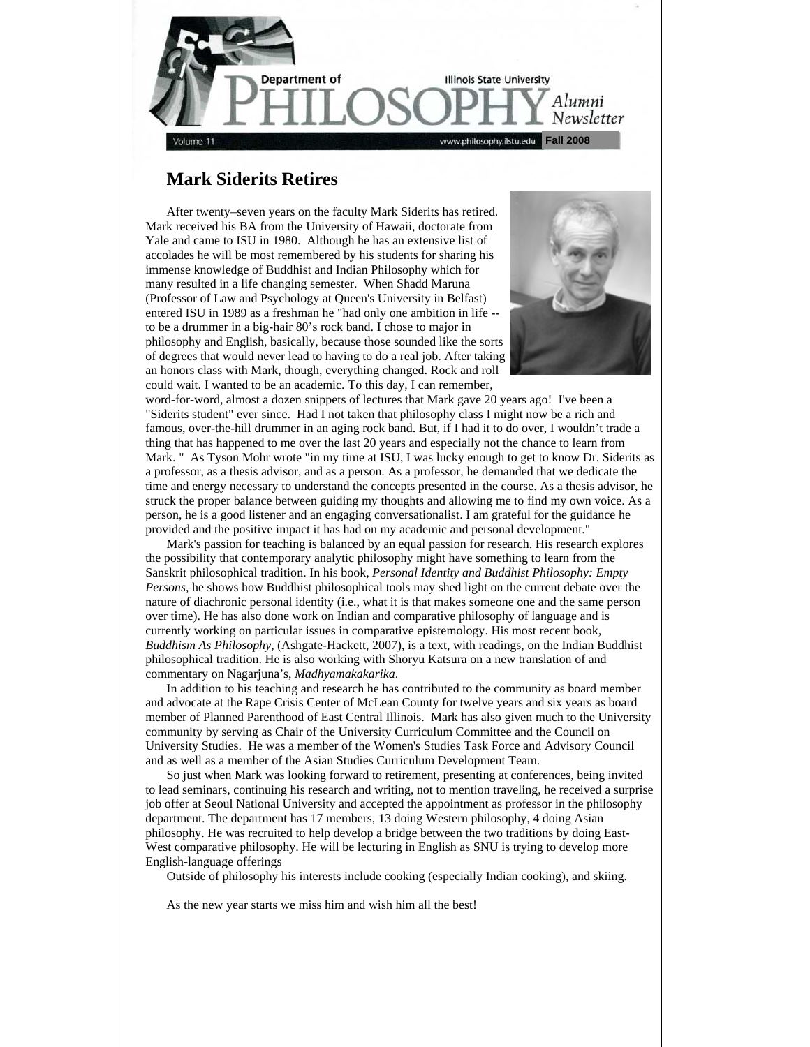# Department of PHILOSOPHY Alumni Newsletter

Illinois State University

Volume 11 www.philosophy.ilstu.edu **Fall 2008**

## Mark Siderits Retires

After twenty–seven years on the faculty Mark Siderits has retired. Mark received his BA from the University of Hawaii, doctorate from Yale and came to ISU in 1980. Although he has an extensive list of accolades he will be most remembered by his students for sharing his immense knowledge of Buddhist and Indian Philosophy which for many resulted in a life changing semester. When Shadd Maruna (Professor of Law and Psychology at Queen's University in Belfast) entered ISU in 1989 as a freshman he "had only one ambition in life -- to be a drummer in a big-hair 80's rock band. I chose to major in philosophy and English, basically, because those sounded like the sorts of degrees that would never lead to having to do a real job. After taking an honors class with Mark, though, everything changed. Rock and roll could wait. I wanted to be an academic. To this day, I can remember, word-for-word, almost a dozen snippets of lectures that Mark gave 20 years ago! I've been a "Siderits student" ever since. Had I not taken that philosophy class I might now be a rich and famous, over-the-hill drummer in an aging rock band. But, if I had it to do over, I wouldn't trade a thing that has happened to me over the last 20 years and especially not the chance to learn from Mark. " As Tyson Mohr wrote "in my time at ISU, I was lucky enough to get to know Dr. Siderits as a professor, as a thesis advisor, and as a person. As a professor, he demanded that we dedicate the time and energy necessary to understand the concepts presented in the course. As a thesis advisor, he struck the proper balance between guiding my thoughts and allowing me to find my own voice. As a person, he is a good listener and an engaging conversationalist. I am grateful for the guidance he provided and the positive impact it has had on my academic and personal development."

Mark's passion for teaching is balanced by an equal passion for research. His research explores the possibility that contemporary analytic philosophy might have something to learn from the Sanskrit philosophical tradition. In his book, *Personal Identity and Buddhist Philosophy: Empty Persons,* he shows how Buddhist philosophical tools may shed light on the current debate over the nature of diachronic personal identity (i.e., what it is that makes someone one and the same person over time). He has also done work on Indian and comparative philosophy of language and is currently working on particular issues in comparative epistemology. His most recent book, *Buddhism As Philosophy,* (Ashgate-Hackett, 2007), is a text, with readings, on the Indian Buddhist philosophical tradition. He is also working with Shoryu Katsura on a new translation of and commentary on Nagarjuna's, *Madhyamakakarika*.

In addition to his teaching and research he has contributed to the community as board member and advocate at the Rape Crisis Center of McLean County for twelve years and six years as board member of Planned Parenthood of East Central Illinois. Mark has also given much to the University community by serving as Chair of the University Curriculum Committee and the Council on University Studies. He was a member of the Women's Studies Task Force and Advisory Council and as well as a member of the Asian Studies Curriculum Development Team.

So just when Mark was looking forward to retirement, presenting at conferences, being invited to lead seminars, continuing his research and writing, not to mention traveling, he received a surprise job offer at Seoul National University and accepted the appointment as professor in the philosophy department. The department has 17 members, 13 doing Western philosophy, 4 doing Asian philosophy. He was recruited to help develop a bridge between the two traditions by doing East-West comparative philosophy. He will be lecturing in English as SNU is trying to develop more English-language offerings

Outside of philosophy his interests include cooking (especially Indian cooking), and skiing.

As the new year starts we miss him and wish him all the best!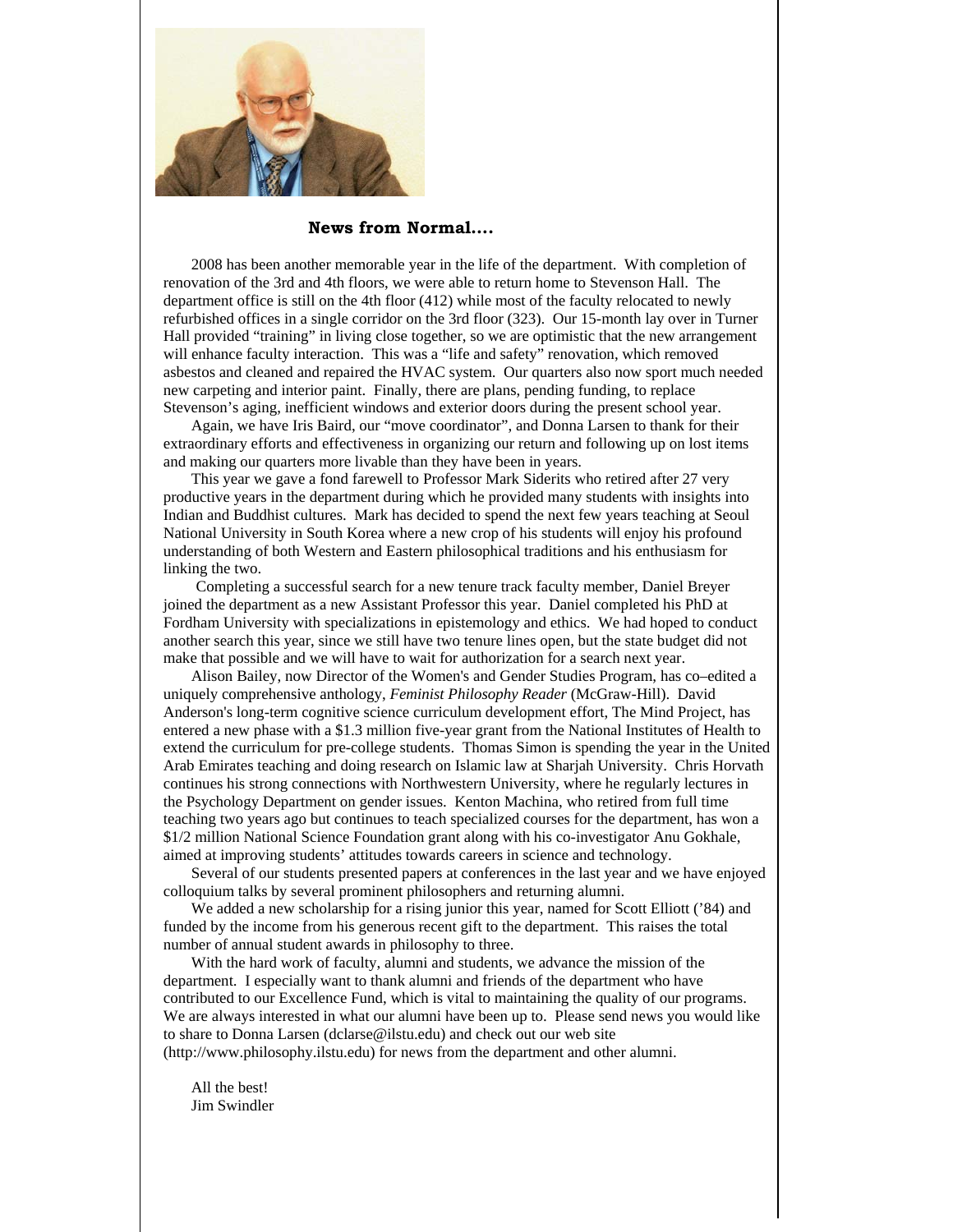## News from Normal....

2008 has been another memorable year in the life of the department. With completion of renovation of the 3rd and 4th floors, we were able to return home to Stevenson Hall. The department office is still on the 4th floor (412) while most of the faculty relocated to newly refurbished offices in a single corridor on the 3rd floor (323). Our 15-month lay over in Turner Hall provided "training" in living close together, so we are optimistic that the new arrangement will enhance faculty interaction. This was a "life and safety" renovation, which removed asbestos and cleaned and repaired the HVAC system. Our quarters also now sport much needed new carpeting and interior paint. Finally, there are plans, pending funding, to replace Stevenson's aging, inefficient windows and exterior doors during the present school year.

Again, we have Iris Baird, our "move coordinator", and Donna Larsen to thank for their extraordinary efforts and effectiveness in organizing our return and following up on lost items and making our quarters more livable than they have been in years.

This year we gave a fond farewell to Professor Mark Siderits who retired after 27 very productive years in the department during which he provided many students with insights into Indian and Buddhist cultures. Mark has decided to spend the next few years teaching at Seoul National University in South Korea where a new crop of his students will enjoy his profound understanding of both Western and Eastern philosophical traditions and his enthusiasm for linking the two.

Completing a successful search for a new tenure track faculty member, Daniel Breyer joined the department as a new Assistant Professor this year. Daniel completed his PhD at Fordham University with specializations in epistemology and ethics. We had hoped to conduct another search this year, since we still have two tenure lines open, but the state budget did not make that possible and we will have to wait for authorization for a search next year.

Alison Bailey, now Director of the Women's and Gender Studies Program, has co–edited a uniquely comprehensive anthology, *Feminist Philosophy Reader* (McGraw-Hill). David Anderson's long-term cognitive science curriculum development effort, The Mind Project, has entered a new phase with a $1.3 million five-year grant from the National Institutes of Health to extend the curriculum for pre-college students. Thomas Simon is spending the year in the United Arab Emirates teaching and doing research on Islamic law at Sharjah University. Chris Horvath continues his strong connections with Northwestern University, where he regularly lectures in the Psychology Department on gender issues. Kenton Machina, who retired from full time teaching two years ago but continues to teach specialized courses for the department, has won a $1/2 million National Science Foundation grant along with his co-investigator Anu Gokhale, aimed at improving students' attitudes towards careers in science and technology.

Several of our students presented papers at conferences in the last year and we have enjoyed colloquium talks by several prominent philosophers and returning alumni.

We added a new scholarship for a rising junior this year, named for Scott Elliott ('84) and funded by the income from his generous recent gift to the department. This raises the total number of annual student awards in philosophy to three.

With the hard work of faculty, alumni and students, we advance the mission of the department. I especially want to thank alumni and friends of the department who have contributed to our Excellence Fund, which is vital to maintaining the quality of our programs. We are always interested in what our alumni have been up to. Please send news you would like to share to Donna Larsen (dclarse@ilstu.edu) and check out our web site (http://www.philosophy.ilstu.edu) for news from the department and other alumni.

All the best!
Jim Swindler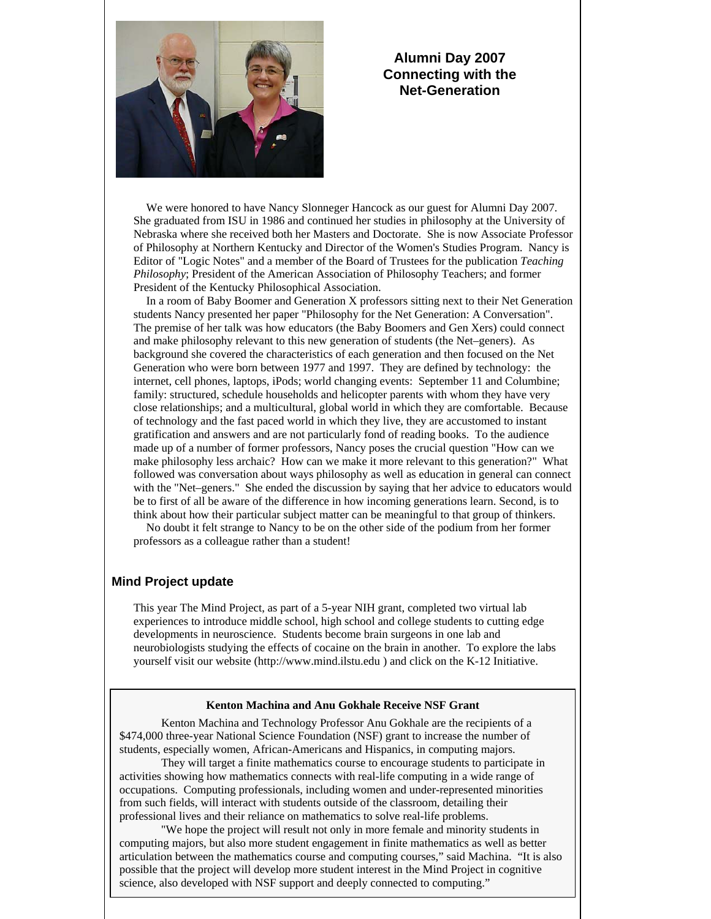## Alumni Day 2007 Connecting with the Net-Generation

We were honored to have Nancy Slonneger Hancock as our guest for Alumni Day 2007. She graduated from ISU in 1986 and continued her studies in philosophy at the University of Nebraska where she received both her Masters and Doctorate. She is now Associate Professor of Philosophy at Northern Kentucky and Director of the Women's Studies Program. Nancy is Editor of "Logic Notes" and a member of the Board of Trustees for the publication *Teaching Philosophy*; President of the American Association of Philosophy Teachers; and former President of the Kentucky Philosophical Association.

In a room of Baby Boomer and Generation X professors sitting next to their Net Generation students Nancy presented her paper "Philosophy for the Net Generation: A Conversation". The premise of her talk was how educators (the Baby Boomers and Gen Xers) could connect and make philosophy relevant to this new generation of students (the Net–geners). As background she covered the characteristics of each generation and then focused on the Net Generation who were born between 1977 and 1997. They are defined by technology: the internet, cell phones, laptops, iPods; world changing events: September 11 and Columbine; family: structured, schedule households and helicopter parents with whom they have very close relationships; and a multicultural, global world in which they are comfortable. Because of technology and the fast paced world in which they live, they are accustomed to instant gratification and answers and are not particularly fond of reading books. To the audience made up of a number of former professors, Nancy poses the crucial question "How can we make philosophy less archaic? How can we make it more relevant to this generation?" What followed was conversation about ways philosophy as well as education in general can connect with the "Net–geners." She ended the discussion by saying that her advice to educators would be to first of all be aware of the difference in how incoming generations learn. Second, is to think about how their particular subject matter can be meaningful to that group of thinkers.

No doubt it felt strange to Nancy to be on the other side of the podium from her former professors as a colleague rather than a student!

## Mind Project update

This year The Mind Project, as part of a 5-year NIH grant, completed two virtual lab experiences to introduce middle school, high school and college students to cutting edge developments in neuroscience. Students become brain surgeons in one lab and neurobiologists studying the effects of cocaine on the brain in another. To explore the labs yourself visit our website (http://www.mind.ilstu.edu ) and click on the K-12 Initiative.

**Kenton Machina and Anu Gokhale Receive NSF Grant**

Kenton Machina and Technology Professor Anu Gokhale are the recipients of a $474,000 three-year National Science Foundation (NSF) grant to increase the number of students, especially women, African-Americans and Hispanics, in computing majors.

They will target a finite mathematics course to encourage students to participate in activities showing how mathematics connects with real-life computing in a wide range of occupations. Computing professionals, including women and under-represented minorities from such fields, will interact with students outside of the classroom, detailing their professional lives and their reliance on mathematics to solve real-life problems.

"We hope the project will result not only in more female and minority students in computing majors, but also more student engagement in finite mathematics as well as better articulation between the mathematics course and computing courses," said Machina. "It is also possible that the project will develop more student interest in the Mind Project in cognitive science, also developed with NSF support and deeply connected to computing."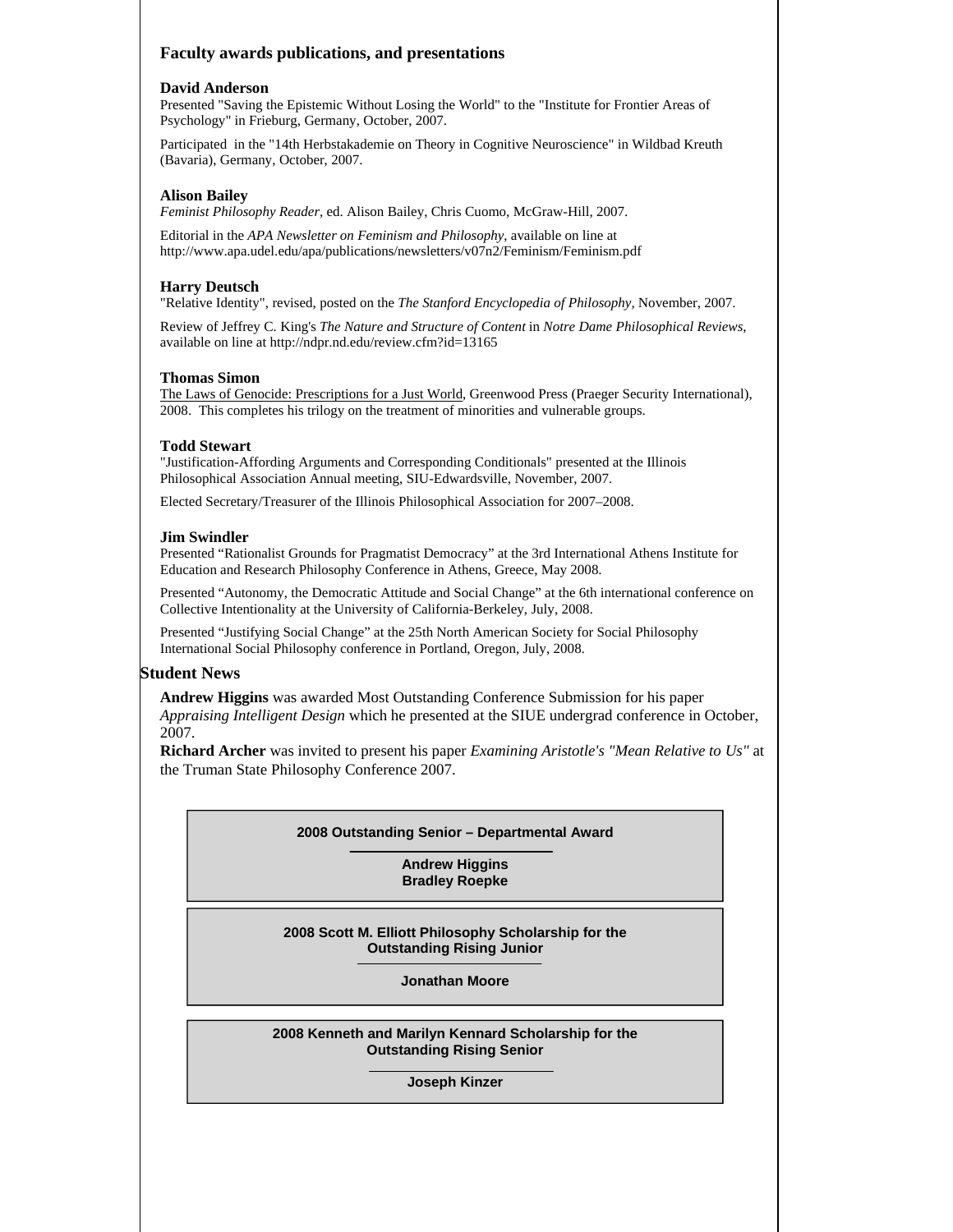## Faculty awards publications, and presentations

**David Anderson**

Presented "Saving the Epistemic Without Losing the World" to the "Institute for Frontier Areas of Psychology" in Frieburg, Germany, October, 2007.

Participated in the "14th Herbstakademie on Theory in Cognitive Neuroscience" in Wildbad Kreuth (Bavaria), Germany, October, 2007.

**Alison Bailey**

*Feminist Philosophy Reader*, ed. Alison Bailey, Chris Cuomo, McGraw-Hill, 2007.

Editorial in the *APA Newsletter on Feminism and Philosophy*, available on line at http://www.apa.udel.edu/apa/publications/newsletters/v07n2/Feminism/Feminism.pdf

**Harry Deutsch**

"Relative Identity", revised, posted on the *The Stanford Encyclopedia of Philosophy*, November, 2007.

Review of Jeffrey C. King's *The Nature and Structure of Content* in *Notre Dame Philosophical Reviews*, available on line at http://ndpr.nd.edu/review.cfm?id=13165

**Thomas Simon**

The Laws of Genocide: Prescriptions for a Just World, Greenwood Press (Praeger Security International), 2008. This completes his trilogy on the treatment of minorities and vulnerable groups.

**Todd Stewart**

"Justification-Affording Arguments and Corresponding Conditionals" presented at the Illinois Philosophical Association Annual meeting, SIU-Edwardsville, November, 2007.

Elected Secretary/Treasurer of the Illinois Philosophical Association for 2007–2008.

**Jim Swindler**

Presented "Rationalist Grounds for Pragmatist Democracy" at the 3rd International Athens Institute for Education and Research Philosophy Conference in Athens, Greece, May 2008.

Presented "Autonomy, the Democratic Attitude and Social Change" at the 6th international conference on Collective Intentionality at the University of California-Berkeley, July, 2008.

Presented "Justifying Social Change" at the 25th North American Society for Social Philosophy International Social Philosophy conference in Portland, Oregon, July, 2008.

## Student News

**Andrew Higgins** was awarded Most Outstanding Conference Submission for his paper *Appraising Intelligent Design* which he presented at the SIUE undergrad conference in October, 2007.

**Richard Archer** was invited to present his paper *Examining Aristotle's "Mean Relative to Us"* at the Truman State Philosophy Conference 2007.

**2008 Outstanding Senior – Departmental Award**

**Andrew Higgins**
**Bradley Roepke**

**2008 Scott M. Elliott Philosophy Scholarship for the Outstanding Rising Junior**

**Jonathan Moore**

**2008 Kenneth and Marilyn Kennard Scholarship for the Outstanding Rising Senior**

**Joseph Kinzer**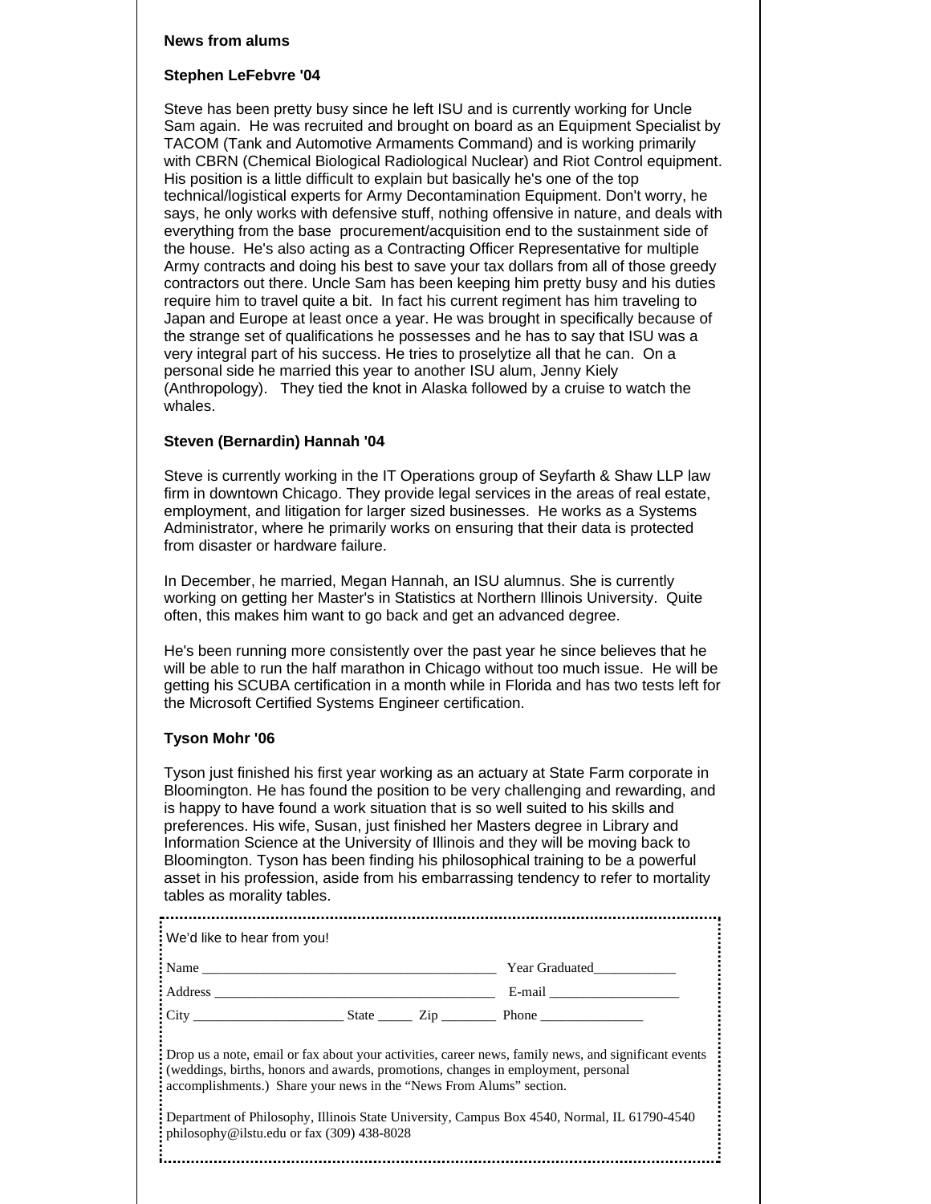**News from alums**

**Stephen LeFebvre '04**

Steve has been pretty busy since he left ISU and is currently working for Uncle Sam again. He was recruited and brought on board as an Equipment Specialist by TACOM (Tank and Automotive Armaments Command) and is working primarily with CBRN (Chemical Biological Radiological Nuclear) and Riot Control equipment. His position is a little difficult to explain but basically he's one of the top technical/logistical experts for Army Decontamination Equipment. Don't worry, he says, he only works with defensive stuff, nothing offensive in nature, and deals with everything from the base procurement/acquisition end to the sustainment side of the house. He's also acting as a Contracting Officer Representative for multiple Army contracts and doing his best to save your tax dollars from all of those greedy contractors out there. Uncle Sam has been keeping him pretty busy and his duties require him to travel quite a bit. In fact his current regiment has him traveling to Japan and Europe at least once a year. He was brought in specifically because of the strange set of qualifications he possesses and he has to say that ISU was a very integral part of his success. He tries to proselytize all that he can. On a personal side he married this year to another ISU alum, Jenny Kiely (Anthropology). They tied the knot in Alaska followed by a cruise to watch the whales.

**Steven (Bernardin) Hannah '04**

Steve is currently working in the IT Operations group of Seyfarth & Shaw LLP law firm in downtown Chicago. They provide legal services in the areas of real estate, employment, and litigation for larger sized businesses. He works as a Systems Administrator, where he primarily works on ensuring that their data is protected from disaster or hardware failure.

In December, he married, Megan Hannah, an ISU alumnus. She is currently working on getting her Master's in Statistics at Northern Illinois University. Quite often, this makes him want to go back and get an advanced degree.

He's been running more consistently over the past year he since believes that he will be able to run the half marathon in Chicago without too much issue. He will be getting his SCUBA certification in a month while in Florida and has two tests left for the Microsoft Certified Systems Engineer certification.

**Tyson Mohr '06**

Tyson just finished his first year working as an actuary at State Farm corporate in Bloomington. He has found the position to be very challenging and rewarding, and is happy to have found a work situation that is so well suited to his skills and preferences. His wife, Susan, just finished her Masters degree in Library and Information Science at the University of Illinois and they will be moving back to Bloomington. Tyson has been finding his philosophical training to be a powerful asset in his profession, aside from his embarrassing tendency to refer to mortality tables as morality tables.

We'd like to hear from you!

Name ________________________________________ Year Graduated____________

Address ________________________________________ E-mail ___________________

City _____________________ State _____ Zip ________ Phone _______________

Drop us a note, email or fax about your activities, career news, family news, and significant events (weddings, births, honors and awards, promotions, changes in employment, personal accomplishments.) Share your news in the "News From Alums" section.

Department of Philosophy, Illinois State University, Campus Box 4540, Normal, IL 61790-4540
philosophy@ilstu.edu or fax (309) 438-8028